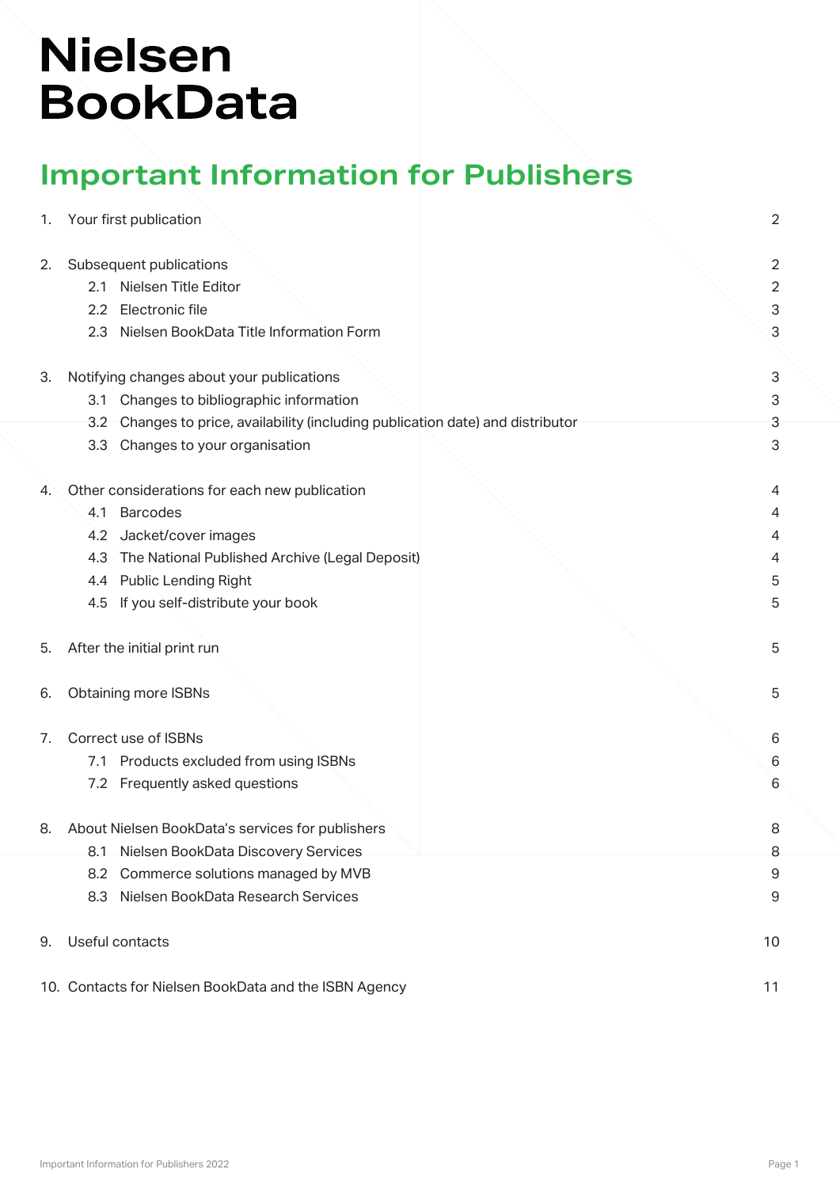# Nielsen BookData

## Important Information for Publishers

| | | |
|---|---|---|
| 1. | Your first publication | 2 |
| 2. | Subsequent publications | 2 |
| | 2.1 Nielsen Title Editor | 2 |
| | 2.2 Electronic file | 3 |
| | 2.3 Nielsen BookData Title Information Form | 3 |
| 3. | Notifying changes about your publications | 3 |
| | 3.1 Changes to bibliographic information | 3 |
| | 3.2 Changes to price, availability (including publication date) and distributor | 3 |
| | 3.3 Changes to your organisation | 3 |
| 4. | Other considerations for each new publication | 4 |
| | 4.1 Barcodes | 4 |
| | 4.2 Jacket/cover images | 4 |
| | 4.3 The National Published Archive (Legal Deposit) | 4 |
| | 4.4 Public Lending Right | 5 |
| | 4.5 If you self-distribute your book | 5 |
| 5. | After the initial print run | 5 |
| 6. | Obtaining more ISBNs | 5 |
| 7. | Correct use of ISBNs | 6 |
| | 7.1 Products excluded from using ISBNs | 6 |
| | 7.2 Frequently asked questions | 6 |
| 8. | About Nielsen BookData's services for publishers | 8 |
| | 8.1 Nielsen BookData Discovery Services | 8 |
| | 8.2 Commerce solutions managed by MVB | 9 |
| | 8.3 Nielsen BookData Research Services | 9 |
| 9. | Useful contacts | 10 |
| 10. | Contacts for Nielsen BookData and the ISBN Agency | 11 |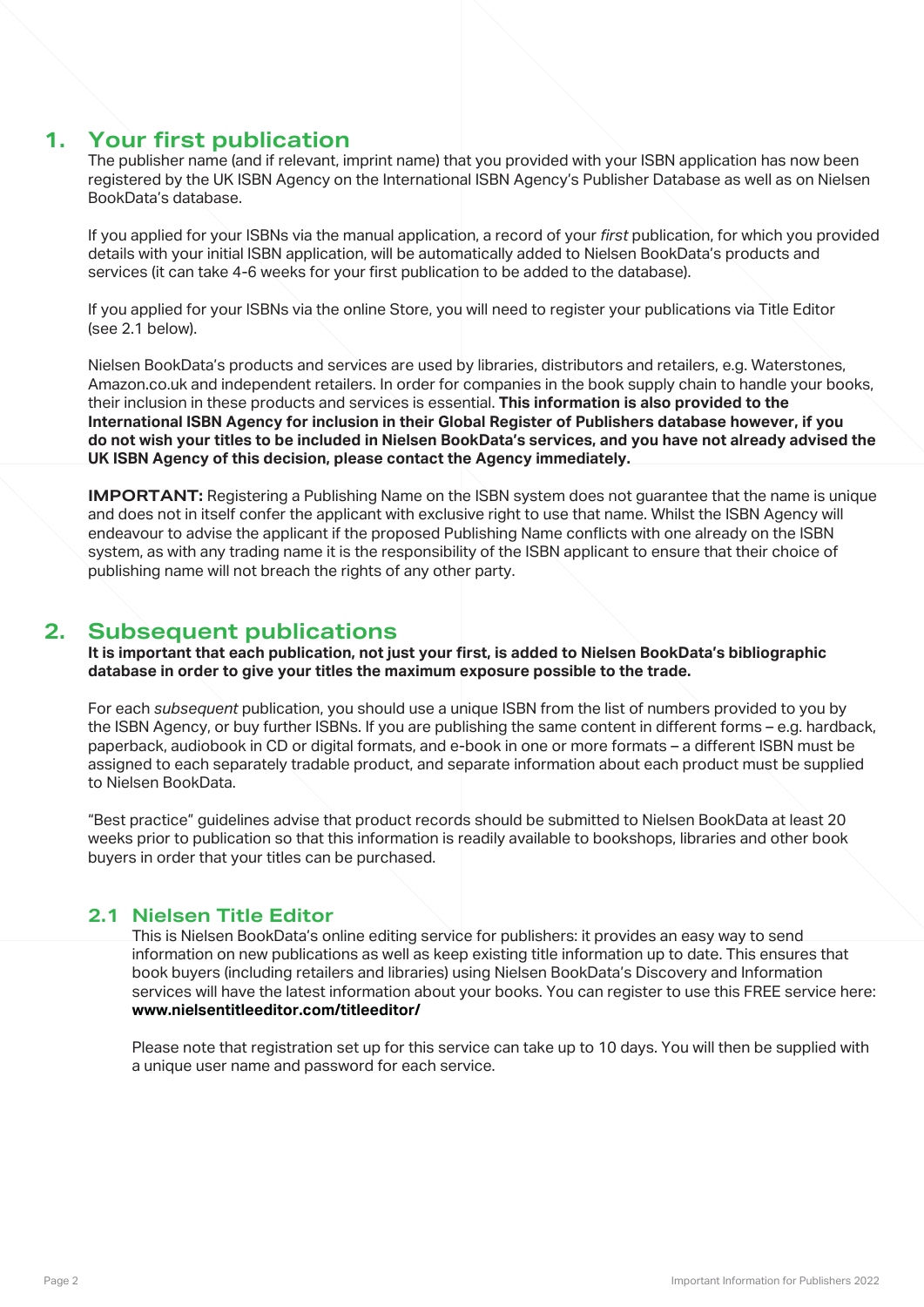## 1. Your first publication

The publisher name (and if relevant, imprint name) that you provided with your ISBN application has now been registered by the UK ISBN Agency on the International ISBN Agency's Publisher Database as well as on Nielsen BookData's database.

If you applied for your ISBNs via the manual application, a record of your *first* publication, for which you provided details with your initial ISBN application, will be automatically added to Nielsen BookData's products and services (it can take 4-6 weeks for your first publication to be added to the database).

If you applied for your ISBNs via the online Store, you will need to register your publications via Title Editor (see 2.1 below).

Nielsen BookData's products and services are used by libraries, distributors and retailers, e.g. Waterstones, Amazon.co.uk and independent retailers. In order for companies in the book supply chain to handle your books, their inclusion in these products and services is essential. **This information is also provided to the International ISBN Agency for inclusion in their Global Register of Publishers database however, if you do not wish your titles to be included in Nielsen BookData's services, and you have not already advised the UK ISBN Agency of this decision, please contact the Agency immediately.**

**IMPORTANT:** Registering a Publishing Name on the ISBN system does not guarantee that the name is unique and does not in itself confer the applicant with exclusive right to use that name. Whilst the ISBN Agency will endeavour to advise the applicant if the proposed Publishing Name conflicts with one already on the ISBN system, as with any trading name it is the responsibility of the ISBN applicant to ensure that their choice of publishing name will not breach the rights of any other party.

## 2. Subsequent publications

**It is important that each publication, not just your first, is added to Nielsen BookData's bibliographic database in order to give your titles the maximum exposure possible to the trade.**

For each *subsequent* publication, you should use a unique ISBN from the list of numbers provided to you by the ISBN Agency, or buy further ISBNs. If you are publishing the same content in different forms – e.g. hardback, paperback, audiobook in CD or digital formats, and e-book in one or more formats – a different ISBN must be assigned to each separately tradable product, and separate information about each product must be supplied to Nielsen BookData.

"Best practice" guidelines advise that product records should be submitted to Nielsen BookData at least 20 weeks prior to publication so that this information is readily available to bookshops, libraries and other book buyers in order that your titles can be purchased.

### 2.1 Nielsen Title Editor

This is Nielsen BookData's online editing service for publishers: it provides an easy way to send information on new publications as well as keep existing title information up to date. This ensures that book buyers (including retailers and libraries) using Nielsen BookData's Discovery and Information services will have the latest information about your books. You can register to use this FREE service here: **www.nielsentitleeditor.com/titleeditor/**

Please note that registration set up for this service can take up to 10 days. You will then be supplied with a unique user name and password for each service.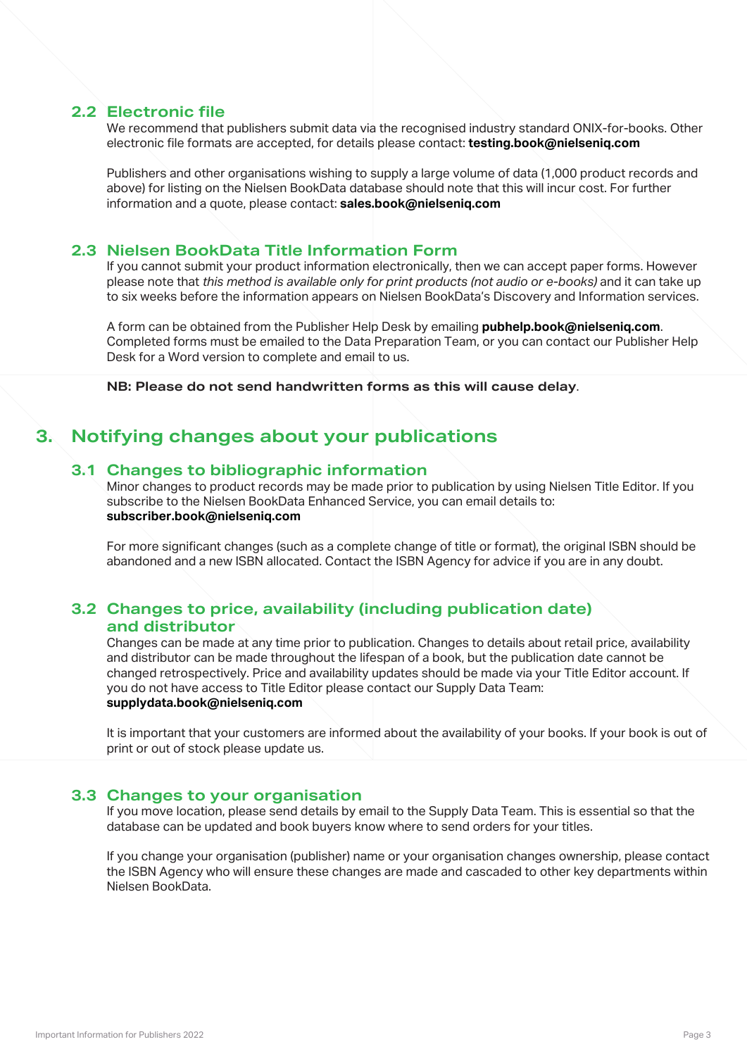### 2.2 Electronic file

We recommend that publishers submit data via the recognised industry standard ONIX-for-books. Other electronic file formats are accepted, for details please contact: **testing.book@nielseniq.com**

Publishers and other organisations wishing to supply a large volume of data (1,000 product records and above) for listing on the Nielsen BookData database should note that this will incur cost. For further information and a quote, please contact: **sales.book@nielseniq.com**

### 2.3 Nielsen BookData Title Information Form

If you cannot submit your product information electronically, then we can accept paper forms. However please note that *this method is available only for print products (not audio or e-books)* and it can take up to six weeks before the information appears on Nielsen BookData's Discovery and Information services.

A form can be obtained from the Publisher Help Desk by emailing **pubhelp.book@nielseniq.com**. Completed forms must be emailed to the Data Preparation Team, or you can contact our Publisher Help Desk for a Word version to complete and email to us.

**NB: Please do not send handwritten forms as this will cause delay**.

## 3. Notifying changes about your publications

### 3.1 Changes to bibliographic information

Minor changes to product records may be made prior to publication by using Nielsen Title Editor. If you subscribe to the Nielsen BookData Enhanced Service, you can email details to: **subscriber.book@nielseniq.com**

For more significant changes (such as a complete change of title or format), the original ISBN should be abandoned and a new ISBN allocated. Contact the ISBN Agency for advice if you are in any doubt.

### 3.2 Changes to price, availability (including publication date) and distributor

Changes can be made at any time prior to publication. Changes to details about retail price, availability and distributor can be made throughout the lifespan of a book, but the publication date cannot be changed retrospectively. Price and availability updates should be made via your Title Editor account. If you do not have access to Title Editor please contact our Supply Data Team: **supplydata.book@nielseniq.com**

It is important that your customers are informed about the availability of your books. If your book is out of print or out of stock please update us.

### 3.3 Changes to your organisation

If you move location, please send details by email to the Supply Data Team. This is essential so that the database can be updated and book buyers know where to send orders for your titles.

If you change your organisation (publisher) name or your organisation changes ownership, please contact the ISBN Agency who will ensure these changes are made and cascaded to other key departments within Nielsen BookData.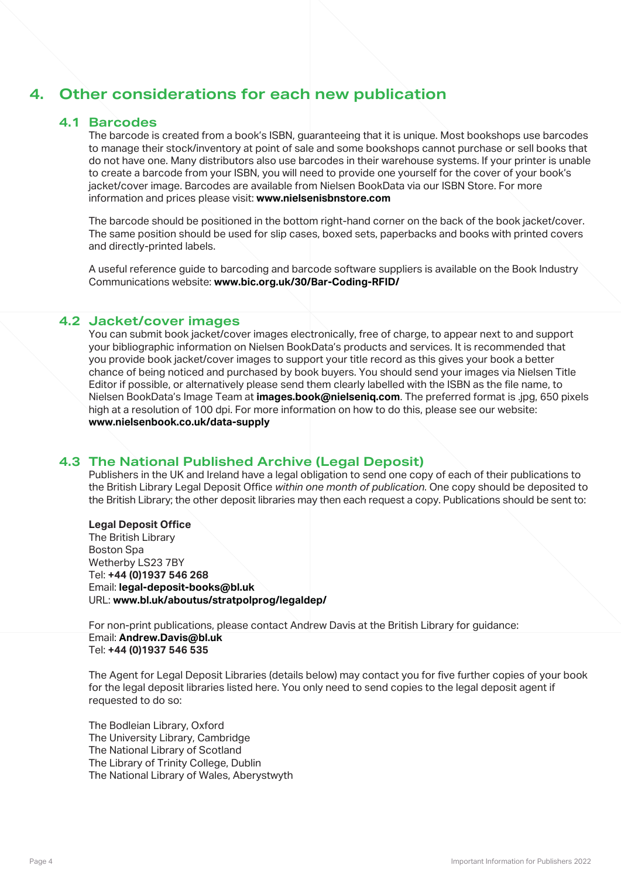## 4. Other considerations for each new publication

### 4.1 Barcodes

The barcode is created from a book's ISBN, guaranteeing that it is unique. Most bookshops use barcodes to manage their stock/inventory at point of sale and some bookshops cannot purchase or sell books that do not have one. Many distributors also use barcodes in their warehouse systems. If your printer is unable to create a barcode from your ISBN, you will need to provide one yourself for the cover of your book's jacket/cover image. Barcodes are available from Nielsen BookData via our ISBN Store. For more information and prices please visit: **www.nielsenisbnstore.com**

The barcode should be positioned in the bottom right-hand corner on the back of the book jacket/cover. The same position should be used for slip cases, boxed sets, paperbacks and books with printed covers and directly-printed labels.

A useful reference guide to barcoding and barcode software suppliers is available on the Book Industry Communications website: **www.bic.org.uk/30/Bar-Coding-RFID/**

### 4.2 Jacket/cover images

You can submit book jacket/cover images electronically, free of charge, to appear next to and support your bibliographic information on Nielsen BookData's products and services. It is recommended that you provide book jacket/cover images to support your title record as this gives your book a better chance of being noticed and purchased by book buyers. You should send your images via Nielsen Title Editor if possible, or alternatively please send them clearly labelled with the ISBN as the file name, to Nielsen BookData's Image Team at **images.book@nielseniq.com**. The preferred format is .jpg, 650 pixels high at a resolution of 100 dpi. For more information on how to do this, please see our website: **www.nielsenbook.co.uk/data-supply**

### 4.3 The National Published Archive (Legal Deposit)

Publishers in the UK and Ireland have a legal obligation to send one copy of each of their publications to the British Library Legal Deposit Office *within one month of publication*. One copy should be deposited to the British Library; the other deposit libraries may then each request a copy. Publications should be sent to:

**Legal Deposit Office**
The British Library
Boston Spa
Wetherby LS23 7BY
Tel: **+44 (0)1937 546 268**
Email: **legal-deposit-books@bl.uk**
URL: **www.bl.uk/aboutus/stratpolprog/legaldep/**

For non-print publications, please contact Andrew Davis at the British Library for guidance:
Email: **Andrew.Davis@bl.uk**
Tel: **+44 (0)1937 546 535**

The Agent for Legal Deposit Libraries (details below) may contact you for five further copies of your book for the legal deposit libraries listed here. You only need to send copies to the legal deposit agent if requested to do so:

The Bodleian Library, Oxford
The University Library, Cambridge
The National Library of Scotland
The Library of Trinity College, Dublin
The National Library of Wales, Aberystwyth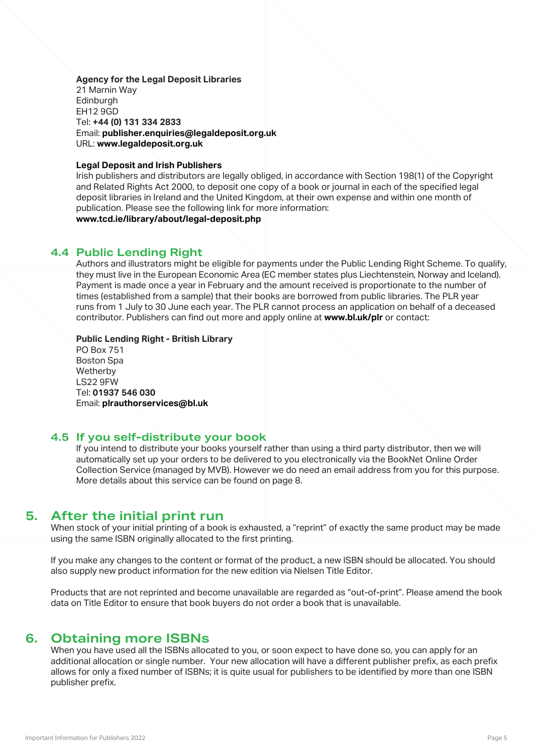**Agency for the Legal Deposit Libraries**
21 Marnin Way
Edinburgh
EH12 9GD
Tel: **+44 (0) 131 334 2833**
Email: **publisher.enquiries@legaldeposit.org.uk**
URL: **www.legaldeposit.org.uk**

**Legal Deposit and Irish Publishers**
Irish publishers and distributors are legally obliged, in accordance with Section 198(1) of the Copyright and Related Rights Act 2000, to deposit one copy of a book or journal in each of the specified legal deposit libraries in Ireland and the United Kingdom, at their own expense and within one month of publication. Please see the following link for more information:
**www.tcd.ie/library/about/legal-deposit.php**

### 4.4 Public Lending Right

Authors and illustrators might be eligible for payments under the Public Lending Right Scheme. To qualify, they must live in the European Economic Area (EC member states plus Liechtenstein, Norway and Iceland). Payment is made once a year in February and the amount received is proportionate to the number of times (established from a sample) that their books are borrowed from public libraries. The PLR year runs from 1 July to 30 June each year. The PLR cannot process an application on behalf of a deceased contributor. Publishers can find out more and apply online at **www.bl.uk/plr** or contact:

**Public Lending Right - British Library**
PO Box 751
Boston Spa
Wetherby
LS22 9FW
Tel: **01937 546 030**
Email: **plrauthorservices@bl.uk**

### 4.5 If you self-distribute your book

If you intend to distribute your books yourself rather than using a third party distributor, then we will automatically set up your orders to be delivered to you electronically via the BookNet Online Order Collection Service (managed by MVB). However we do need an email address from you for this purpose. More details about this service can be found on page 8.

## 5. After the initial print run

When stock of your initial printing of a book is exhausted, a "reprint" of exactly the same product may be made using the same ISBN originally allocated to the first printing.

If you make any changes to the content or format of the product, a new ISBN should be allocated. You should also supply new product information for the new edition via Nielsen Title Editor.

Products that are not reprinted and become unavailable are regarded as "out-of-print". Please amend the book data on Title Editor to ensure that book buyers do not order a book that is unavailable.

## 6. Obtaining more ISBNs

When you have used all the ISBNs allocated to you, or soon expect to have done so, you can apply for an additional allocation or single number.  Your new allocation will have a different publisher prefix, as each prefix allows for only a fixed number of ISBNs; it is quite usual for publishers to be identified by more than one ISBN publisher prefix.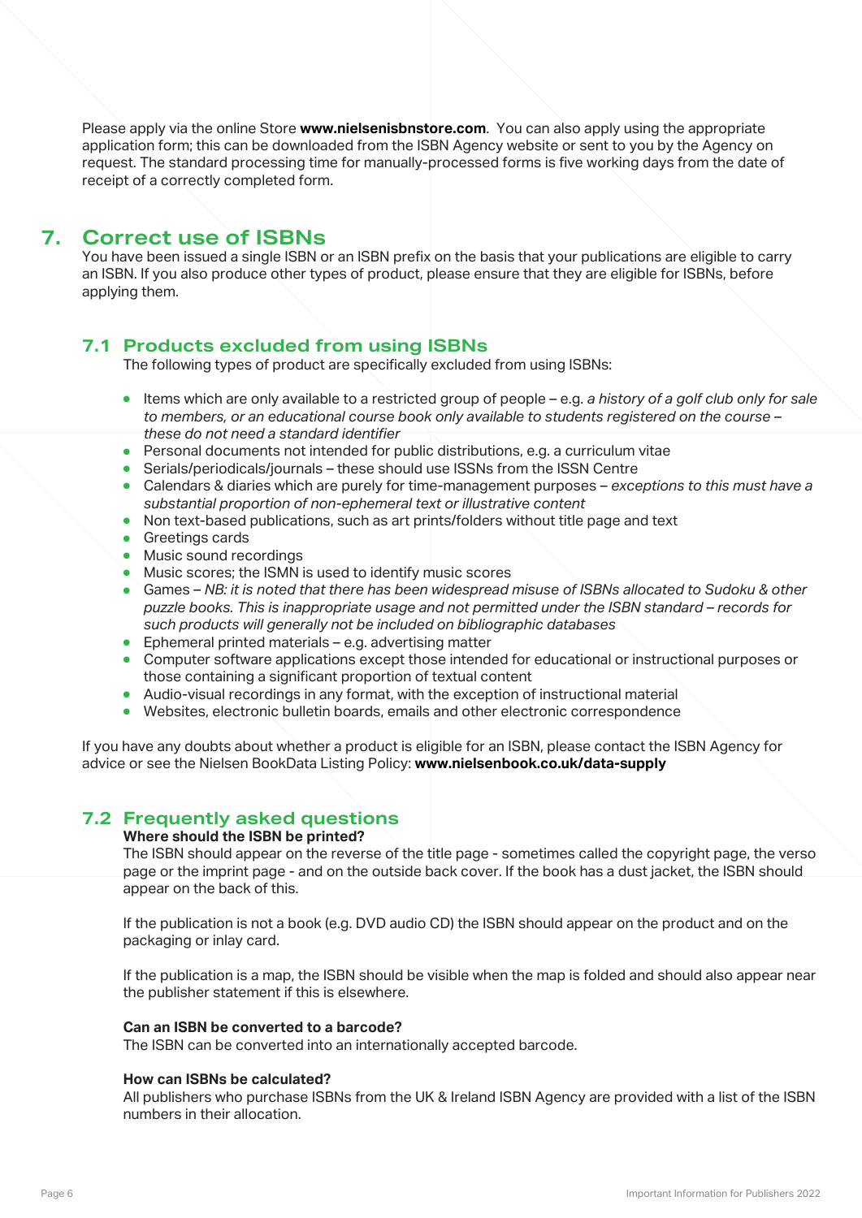Please apply via the online Store **www.nielsenisbnstore.com**. You can also apply using the appropriate application form; this can be downloaded from the ISBN Agency website or sent to you by the Agency on request. The standard processing time for manually-processed forms is five working days from the date of receipt of a correctly completed form.

## 7. Correct use of ISBNs

You have been issued a single ISBN or an ISBN prefix on the basis that your publications are eligible to carry an ISBN. If you also produce other types of product, please ensure that they are eligible for ISBNs, before applying them.

### 7.1 Products excluded from using ISBNs

The following types of product are specifically excluded from using ISBNs:

- Items which are only available to a restricted group of people – e.g. *a history of a golf club only for sale to members, or an educational course book only available to students registered on the course – these do not need a standard identifier*
- Personal documents not intended for public distributions, e.g. a curriculum vitae
- Serials/periodicals/journals – these should use ISSNs from the ISSN Centre
- Calendars & diaries which are purely for time-management purposes – *exceptions to this must have a substantial proportion of non-ephemeral text or illustrative content*
- Non text-based publications, such as art prints/folders without title page and text
- Greetings cards
- Music sound recordings
- Music scores; the ISMN is used to identify music scores
- Games – *NB: it is noted that there has been widespread misuse of ISBNs allocated to Sudoku & other puzzle books. This is inappropriate usage and not permitted under the ISBN standard – records for such products will generally not be included on bibliographic databases*
- Ephemeral printed materials – e.g. advertising matter
- Computer software applications except those intended for educational or instructional purposes or those containing a significant proportion of textual content
- Audio-visual recordings in any format, with the exception of instructional material
- Websites, electronic bulletin boards, emails and other electronic correspondence

If you have any doubts about whether a product is eligible for an ISBN, please contact the ISBN Agency for advice or see the Nielsen BookData Listing Policy: **www.nielsenbook.co.uk/data-supply**

### 7.2 Frequently asked questions

**Where should the ISBN be printed?**

The ISBN should appear on the reverse of the title page - sometimes called the copyright page, the verso page or the imprint page - and on the outside back cover. If the book has a dust jacket, the ISBN should appear on the back of this.

If the publication is not a book (e.g. DVD audio CD) the ISBN should appear on the product and on the packaging or inlay card.

If the publication is a map, the ISBN should be visible when the map is folded and should also appear near the publisher statement if this is elsewhere.

**Can an ISBN be converted to a barcode?**

The ISBN can be converted into an internationally accepted barcode.

**How can ISBNs be calculated?**

All publishers who purchase ISBNs from the UK & Ireland ISBN Agency are provided with a list of the ISBN numbers in their allocation.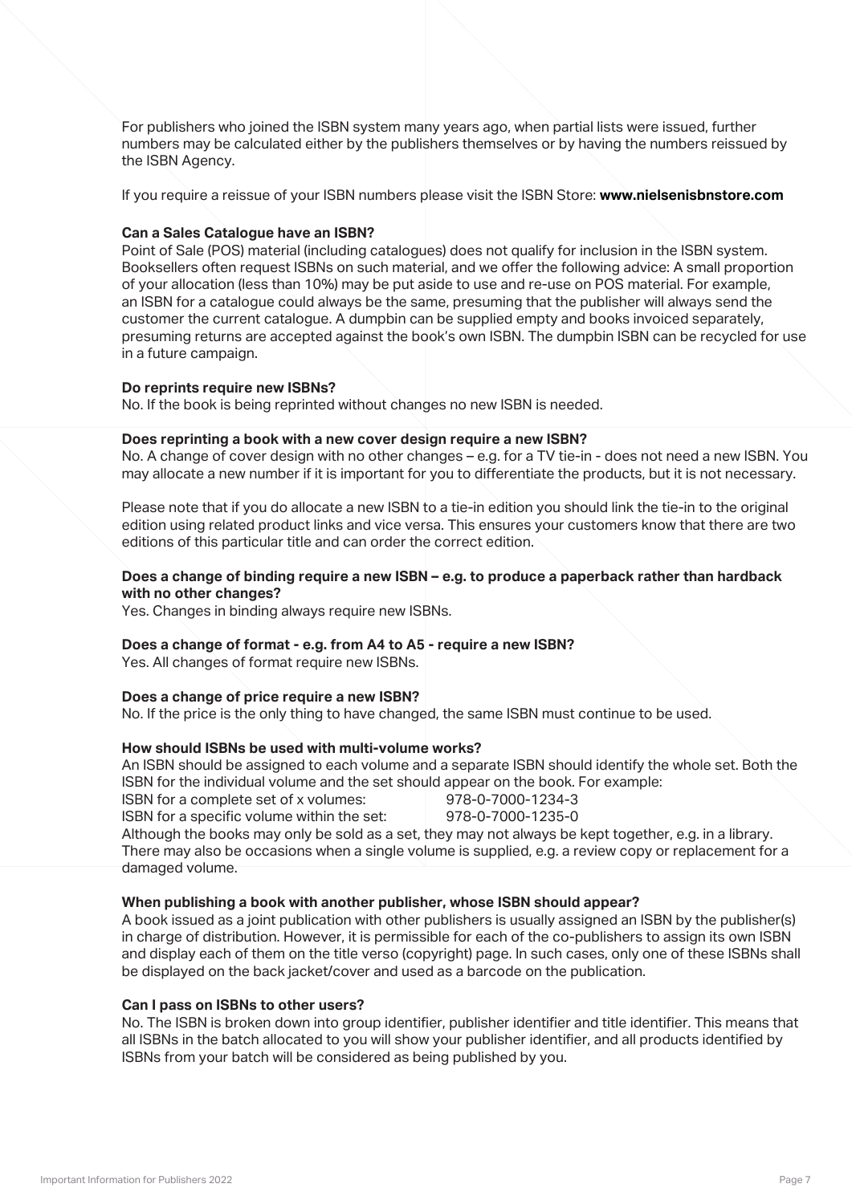For publishers who joined the ISBN system many years ago, when partial lists were issued, further numbers may be calculated either by the publishers themselves or by having the numbers reissued by the ISBN Agency.

If you require a reissue of your ISBN numbers please visit the ISBN Store: **www.nielsenisbnstore.com**

**Can a Sales Catalogue have an ISBN?**
Point of Sale (POS) material (including catalogues) does not qualify for inclusion in the ISBN system. Booksellers often request ISBNs on such material, and we offer the following advice: A small proportion of your allocation (less than 10%) may be put aside to use and re-use on POS material. For example, an ISBN for a catalogue could always be the same, presuming that the publisher will always send the customer the current catalogue. A dumpbin can be supplied empty and books invoiced separately, presuming returns are accepted against the book's own ISBN. The dumpbin ISBN can be recycled for use in a future campaign.

**Do reprints require new ISBNs?**
No. If the book is being reprinted without changes no new ISBN is needed.

**Does reprinting a book with a new cover design require a new ISBN?**
No. A change of cover design with no other changes – e.g. for a TV tie-in - does not need a new ISBN. You may allocate a new number if it is important for you to differentiate the products, but it is not necessary.

Please note that if you do allocate a new ISBN to a tie-in edition you should link the tie-in to the original edition using related product links and vice versa. This ensures your customers know that there are two editions of this particular title and can order the correct edition.

**Does a change of binding require a new ISBN – e.g. to produce a paperback rather than hardback with no other changes?**
Yes. Changes in binding always require new ISBNs.

**Does a change of format - e.g. from A4 to A5 - require a new ISBN?**
Yes. All changes of format require new ISBNs.

**Does a change of price require a new ISBN?**
No. If the price is the only thing to have changed, the same ISBN must continue to be used.

**How should ISBNs be used with multi-volume works?**
An ISBN should be assigned to each volume and a separate ISBN should identify the whole set. Both the ISBN for the individual volume and the set should appear on the book. For example:

ISBN for a complete set of x volumes: 978-0-7000-1234-3
ISBN for a specific volume within the set: 978-0-7000-1235-0

Although the books may only be sold as a set, they may not always be kept together, e.g. in a library. There may also be occasions when a single volume is supplied, e.g. a review copy or replacement for a damaged volume.

**When publishing a book with another publisher, whose ISBN should appear?**
A book issued as a joint publication with other publishers is usually assigned an ISBN by the publisher(s) in charge of distribution. However, it is permissible for each of the co-publishers to assign its own ISBN and display each of them on the title verso (copyright) page. In such cases, only one of these ISBNs shall be displayed on the back jacket/cover and used as a barcode on the publication.

**Can I pass on ISBNs to other users?**
No. The ISBN is broken down into group identifier, publisher identifier and title identifier. This means that all ISBNs in the batch allocated to you will show your publisher identifier, and all products identified by ISBNs from your batch will be considered as being published by you.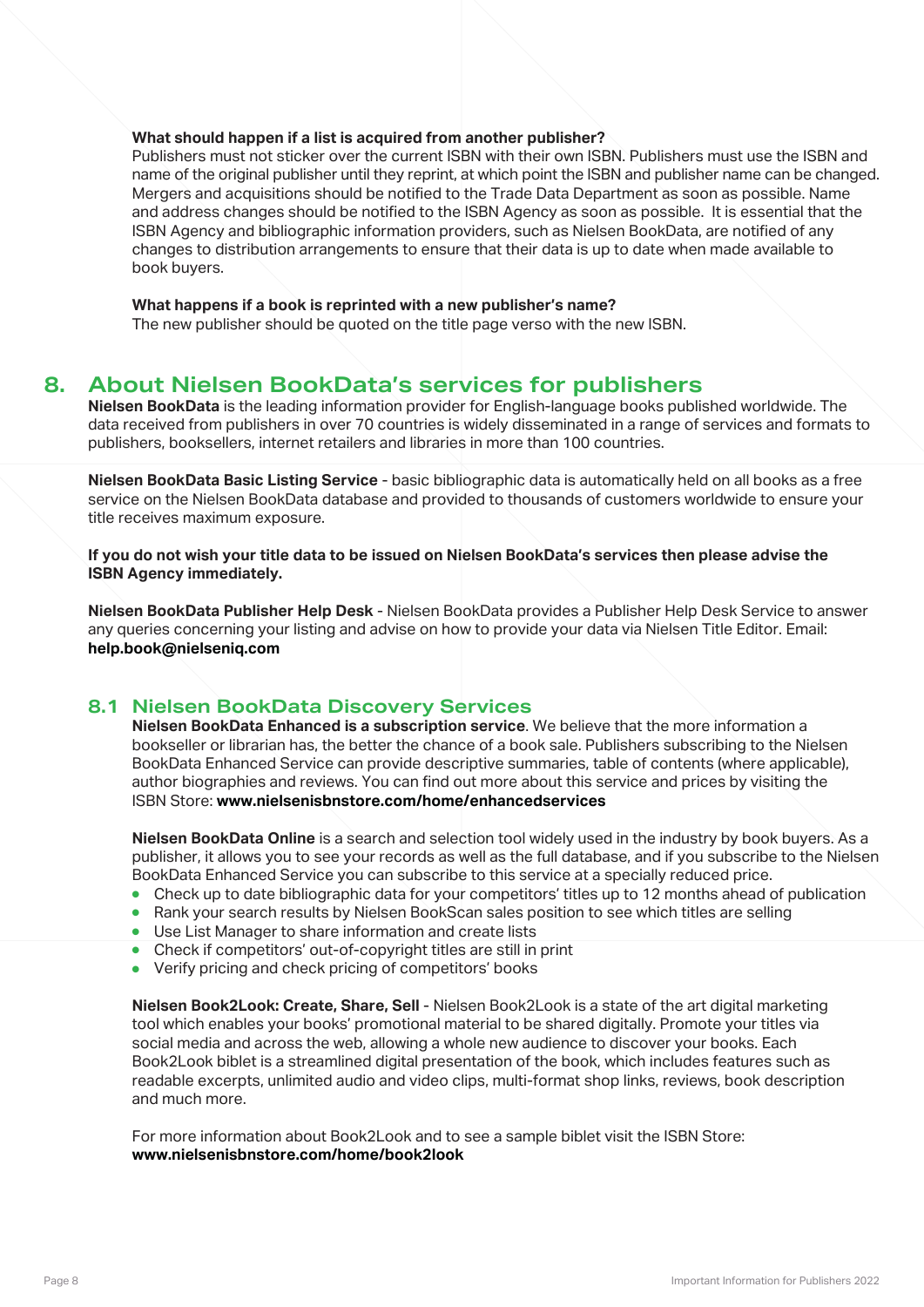**What should happen if a list is acquired from another publisher?**
Publishers must not sticker over the current ISBN with their own ISBN. Publishers must use the ISBN and name of the original publisher until they reprint, at which point the ISBN and publisher name can be changed. Mergers and acquisitions should be notified to the Trade Data Department as soon as possible. Name and address changes should be notified to the ISBN Agency as soon as possible. It is essential that the ISBN Agency and bibliographic information providers, such as Nielsen BookData, are notified of any changes to distribution arrangements to ensure that their data is up to date when made available to book buyers.

**What happens if a book is reprinted with a new publisher's name?**
The new publisher should be quoted on the title page verso with the new ISBN.

## 8. About Nielsen BookData's services for publishers

**Nielsen BookData** is the leading information provider for English-language books published worldwide. The data received from publishers in over 70 countries is widely disseminated in a range of services and formats to publishers, booksellers, internet retailers and libraries in more than 100 countries.

**Nielsen BookData Basic Listing Service** - basic bibliographic data is automatically held on all books as a free service on the Nielsen BookData database and provided to thousands of customers worldwide to ensure your title receives maximum exposure.

**If you do not wish your title data to be issued on Nielsen BookData's services then please advise the ISBN Agency immediately.**

**Nielsen BookData Publisher Help Desk** - Nielsen BookData provides a Publisher Help Desk Service to answer any queries concerning your listing and advise on how to provide your data via Nielsen Title Editor. Email: **help.book@nielseniq.com**

### 8.1 Nielsen BookData Discovery Services

**Nielsen BookData Enhanced is a subscription service**. We believe that the more information a bookseller or librarian has, the better the chance of a book sale. Publishers subscribing to the Nielsen BookData Enhanced Service can provide descriptive summaries, table of contents (where applicable), author biographies and reviews. You can find out more about this service and prices by visiting the ISBN Store: **www.nielsenisbnstore.com/home/enhancedservices**

**Nielsen BookData Online** is a search and selection tool widely used in the industry by book buyers. As a publisher, it allows you to see your records as well as the full database, and if you subscribe to the Nielsen BookData Enhanced Service you can subscribe to this service at a specially reduced price.

- Check up to date bibliographic data for your competitors' titles up to 12 months ahead of publication
- Rank your search results by Nielsen BookScan sales position to see which titles are selling
- Use List Manager to share information and create lists
- Check if competitors' out-of-copyright titles are still in print
- Verify pricing and check pricing of competitors' books

**Nielsen Book2Look: Create, Share, Sell** - Nielsen Book2Look is a state of the art digital marketing tool which enables your books' promotional material to be shared digitally. Promote your titles via social media and across the web, allowing a whole new audience to discover your books. Each Book2Look biblet is a streamlined digital presentation of the book, which includes features such as readable excerpts, unlimited audio and video clips, multi-format shop links, reviews, book description and much more.

For more information about Book2Look and to see a sample biblet visit the ISBN Store: **www.nielsenisbnstore.com/home/book2look**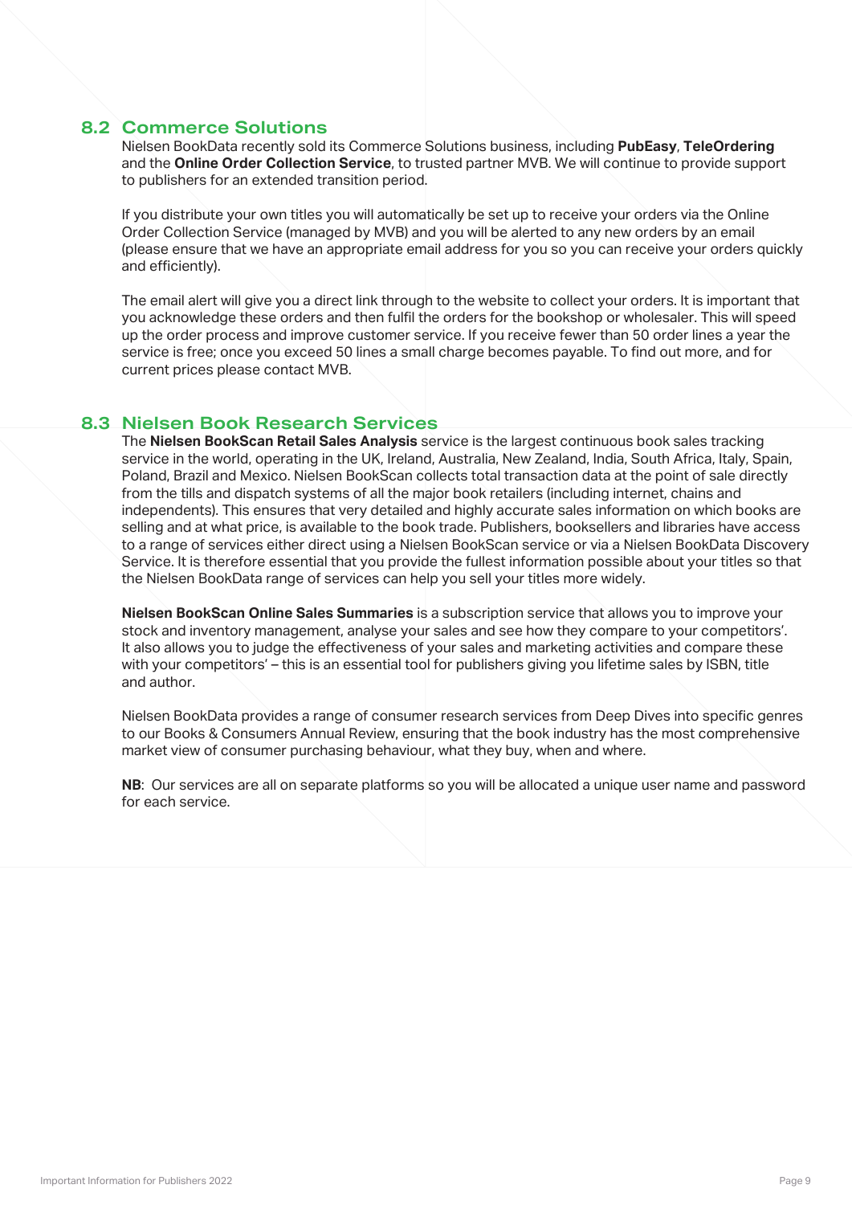## 8.2 Commerce Solutions

Nielsen BookData recently sold its Commerce Solutions business, including **PubEasy**, **TeleOrdering** and the **Online Order Collection Service**, to trusted partner MVB. We will continue to provide support to publishers for an extended transition period.

If you distribute your own titles you will automatically be set up to receive your orders via the Online Order Collection Service (managed by MVB) and you will be alerted to any new orders by an email (please ensure that we have an appropriate email address for you so you can receive your orders quickly and efficiently).

The email alert will give you a direct link through to the website to collect your orders. It is important that you acknowledge these orders and then fulfil the orders for the bookshop or wholesaler. This will speed up the order process and improve customer service. If you receive fewer than 50 order lines a year the service is free; once you exceed 50 lines a small charge becomes payable. To find out more, and for current prices please contact MVB.

## 8.3 Nielsen Book Research Services

The **Nielsen BookScan Retail Sales Analysis** service is the largest continuous book sales tracking service in the world, operating in the UK, Ireland, Australia, New Zealand, India, South Africa, Italy, Spain, Poland, Brazil and Mexico. Nielsen BookScan collects total transaction data at the point of sale directly from the tills and dispatch systems of all the major book retailers (including internet, chains and independents). This ensures that very detailed and highly accurate sales information on which books are selling and at what price, is available to the book trade. Publishers, booksellers and libraries have access to a range of services either direct using a Nielsen BookScan service or via a Nielsen BookData Discovery Service. It is therefore essential that you provide the fullest information possible about your titles so that the Nielsen BookData range of services can help you sell your titles more widely.

**Nielsen BookScan Online Sales Summaries** is a subscription service that allows you to improve your stock and inventory management, analyse your sales and see how they compare to your competitors'. It also allows you to judge the effectiveness of your sales and marketing activities and compare these with your competitors' – this is an essential tool for publishers giving you lifetime sales by ISBN, title and author.

Nielsen BookData provides a range of consumer research services from Deep Dives into specific genres to our Books & Consumers Annual Review, ensuring that the book industry has the most comprehensive market view of consumer purchasing behaviour, what they buy, when and where.

**NB**: Our services are all on separate platforms so you will be allocated a unique user name and password for each service.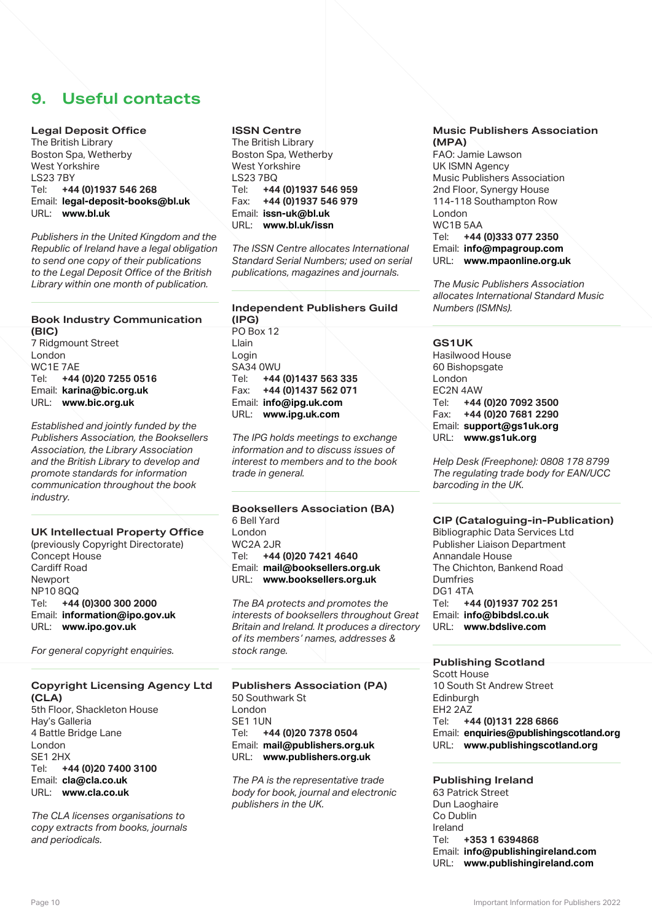## 9. Useful contacts

### Legal Deposit Office

The British Library
Boston Spa, Wetherby
West Yorkshire
LS23 7BY
Tel: **+44 (0)1937 546 268**
Email: **legal-deposit-books@bl.uk**
URL: **www.bl.uk**

*Publishers in the United Kingdom and the Republic of Ireland have a legal obligation to send one copy of their publications to the Legal Deposit Office of the British Library within one month of publication.*

### Book Industry Communication (BIC)

7 Ridgmount Street
London
WC1E 7AE
Tel: **+44 (0)20 7255 0516**
Email: **karina@bic.org.uk**
URL: **www.bic.org.uk**

*Established and jointly funded by the Publishers Association, the Booksellers Association, the Library Association and the British Library to develop and promote standards for information communication throughout the book industry.*

### UK Intellectual Property Office

(previously Copyright Directorate)
Concept House
Cardiff Road
Newport
NP10 8QQ
Tel: **+44 (0)300 300 2000**
Email: **information@ipo.gov.uk**
URL: **www.ipo.gov.uk**

*For general copyright enquiries.*

### Copyright Licensing Agency Ltd (CLA)

5th Floor, Shackleton House
Hay's Galleria
4 Battle Bridge Lane
London
SE1 2HX
Tel: **+44 (0)20 7400 3100**
Email: **cla@cla.co.uk**
URL: **www.cla.co.uk**

*The CLA licenses organisations to copy extracts from books, journals and periodicals.*

### ISSN Centre

The British Library
Boston Spa, Wetherby
West Yorkshire
LS23 7BQ
Tel: **+44 (0)1937 546 959**
Fax: **+44 (0)1937 546 979**
Email: **issn-uk@bl.uk**
URL: **www.bl.uk/issn**

*The ISSN Centre allocates International Standard Serial Numbers; used on serial publications, magazines and journals.*

### Independent Publishers Guild (IPG)

PO Box 12
Llain
Login
SA34 0WU
Tel: **+44 (0)1437 563 335**
Fax: **+44 (0)1437 562 071**
Email: **info@ipg.uk.com**
URL: **www.ipg.uk.com**

*The IPG holds meetings to exchange information and to discuss issues of interest to members and to the book trade in general.*

### Booksellers Association (BA)

6 Bell Yard
London
WC2A 2JR
Tel: **+44 (0)20 7421 4640**
Email: **mail@booksellers.org.uk**
URL: **www.booksellers.org.uk**

*The BA protects and promotes the interests of booksellers throughout Great Britain and Ireland. It produces a directory of its members' names, addresses & stock range.*

### Publishers Association (PA)

50 Southwark St
London
SE1 1UN
Tel: **+44 (0)20 7378 0504**
Email: **mail@publishers.org.uk**
URL: **www.publishers.org.uk**

*The PA is the representative trade body for book, journal and electronic publishers in the UK.*

### Music Publishers Association (MPA)

FAO: Jamie Lawson
UK ISMN Agency
Music Publishers Association
2nd Floor, Synergy House
114-118 Southampton Row
London
WC1B 5AA
Tel: **+44 (0)333 077 2350**
Email: **info@mpagroup.com**
URL: **www.mpaonline.org.uk**

*The Music Publishers Association allocates International Standard Music Numbers (ISMNs).*

### GS1UK

Hasilwood House
60 Bishopsgate
London
EC2N 4AW
Tel: **+44 (0)20 7092 3500**
Fax: **+44 (0)20 7681 2290**
Email: **support@gs1uk.org**
URL: **www.gs1uk.org**

*Help Desk (Freephone): 0808 178 8799*
*The regulating trade body for EAN/UCC barcoding in the UK.*

### CIP (Cataloguing-in-Publication)

Bibliographic Data Services Ltd
Publisher Liaison Department
Annandale House
The Chichton, Bankend Road
Dumfries
DG1 4TA
Tel: **+44 (0)1937 702 251**
Email: **info@bibdsl.co.uk**
URL: **www.bdslive.com**

### Publishing Scotland

Scott House
10 South St Andrew Street
Edinburgh
EH2 2AZ
Tel: **+44 (0)131 228 6866**
Email: **enquiries@publishingscotland.org**
URL: **www.publishingscotland.org**

### Publishing Ireland

63 Patrick Street
Dun Laoghaire
Co Dublin
Ireland
Tel: **+353 1 6394868**
Email: **info@publishingireland.com**
URL: **www.publishingireland.com**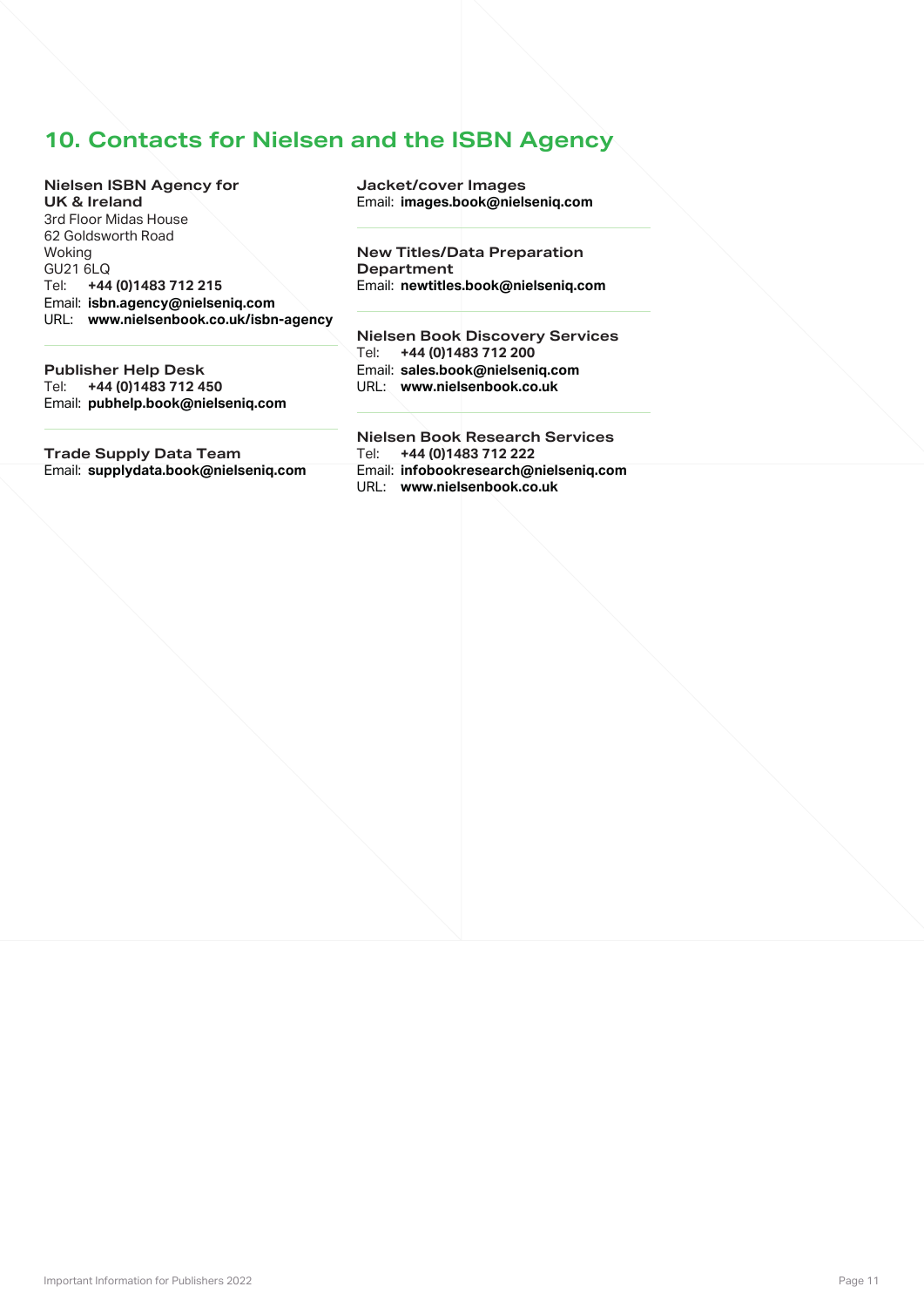## 10. Contacts for Nielsen and the ISBN Agency

**Nielsen ISBN Agency for UK & Ireland**
3rd Floor Midas House
62 Goldsworth Road
Woking
GU21 6LQ
Tel: **+44 (0)1483 712 215**
Email: **isbn.agency@nielseniq.com**
URL: **www.nielsenbook.co.uk/isbn-agency**

**Publisher Help Desk**
Tel: **+44 (0)1483 712 450**
Email: **pubhelp.book@nielseniq.com**

**Trade Supply Data Team**
Email: **supplydata.book@nielseniq.com**

**Jacket/cover Images**
Email: **images.book@nielseniq.com**

**New Titles/Data Preparation Department**
Email: **newtitles.book@nielseniq.com**

**Nielsen Book Discovery Services**
Tel: **+44 (0)1483 712 200**
Email: **sales.book@nielseniq.com**
URL: **www.nielsenbook.co.uk**

**Nielsen Book Research Services**
Tel: **+44 (0)1483 712 222**
Email: **infobookresearch@nielseniq.com**
URL: **www.nielsenbook.co.uk**